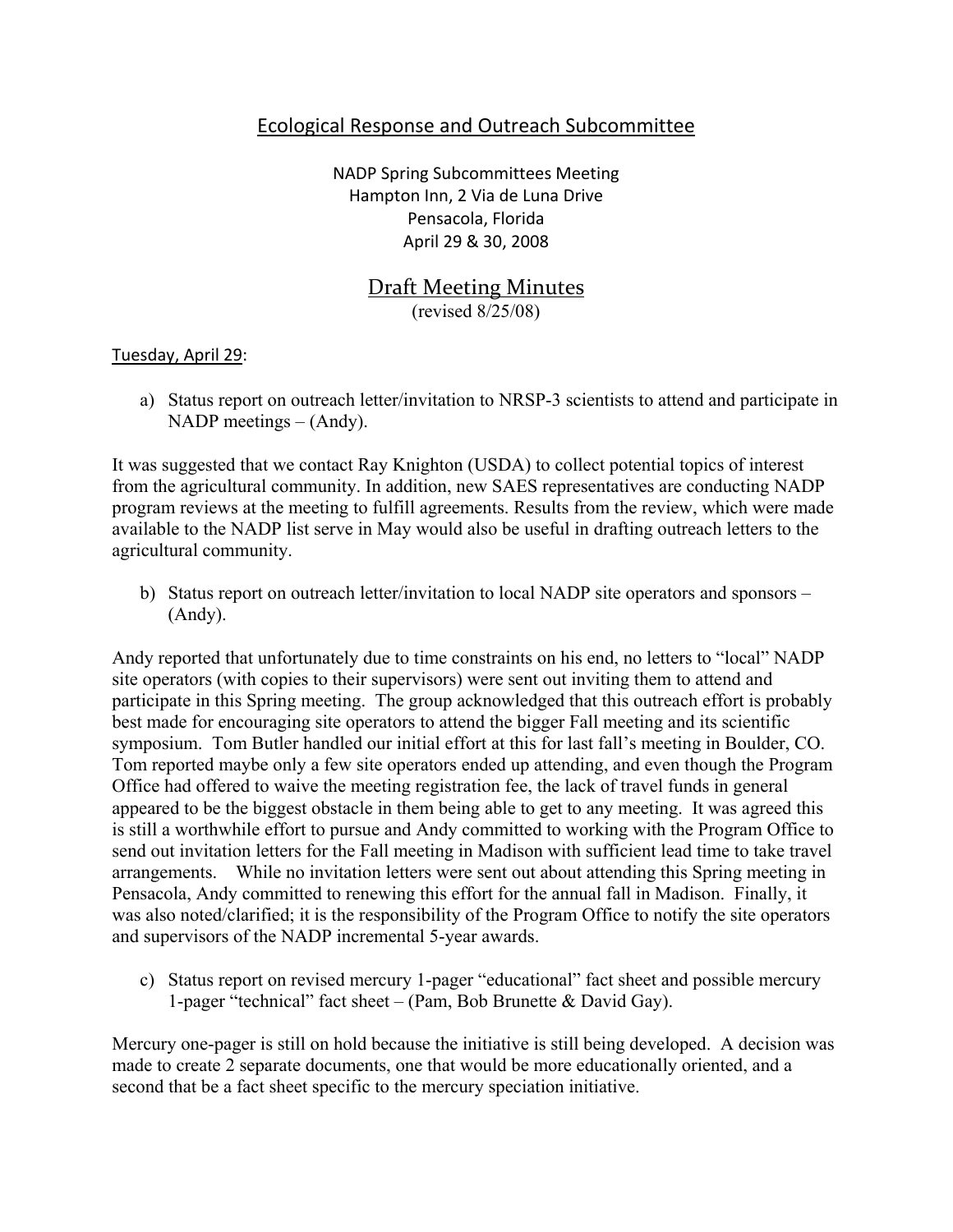# Ecological Response and Outreach Subcommittee

NADP Spring Subcommittees Meeting
Hampton Inn, 2 Via de Luna Drive
Pensacola, Florida
April 29 & 30, 2008

## Draft Meeting Minutes

(revised 8/25/08)

Tuesday, April 29:

a) Status report on outreach letter/invitation to NRSP-3 scientists to attend and participate in NADP meetings – (Andy).

It was suggested that we contact Ray Knighton (USDA) to collect potential topics of interest from the agricultural community. In addition, new SAES representatives are conducting NADP program reviews at the meeting to fulfill agreements. Results from the review, which were made available to the NADP list serve in May would also be useful in drafting outreach letters to the agricultural community.

b) Status report on outreach letter/invitation to local NADP site operators and sponsors – (Andy).

Andy reported that unfortunately due to time constraints on his end, no letters to "local" NADP site operators (with copies to their supervisors) were sent out inviting them to attend and participate in this Spring meeting. The group acknowledged that this outreach effort is probably best made for encouraging site operators to attend the bigger Fall meeting and its scientific symposium. Tom Butler handled our initial effort at this for last fall's meeting in Boulder, CO. Tom reported maybe only a few site operators ended up attending, and even though the Program Office had offered to waive the meeting registration fee, the lack of travel funds in general appeared to be the biggest obstacle in them being able to get to any meeting. It was agreed this is still a worthwhile effort to pursue and Andy committed to working with the Program Office to send out invitation letters for the Fall meeting in Madison with sufficient lead time to take travel arrangements. While no invitation letters were sent out about attending this Spring meeting in Pensacola, Andy committed to renewing this effort for the annual fall in Madison. Finally, it was also noted/clarified; it is the responsibility of the Program Office to notify the site operators and supervisors of the NADP incremental 5-year awards.

c) Status report on revised mercury 1-pager "educational" fact sheet and possible mercury 1-pager "technical" fact sheet – (Pam, Bob Brunette & David Gay).

Mercury one-pager is still on hold because the initiative is still being developed. A decision was made to create 2 separate documents, one that would be more educationally oriented, and a second that be a fact sheet specific to the mercury speciation initiative.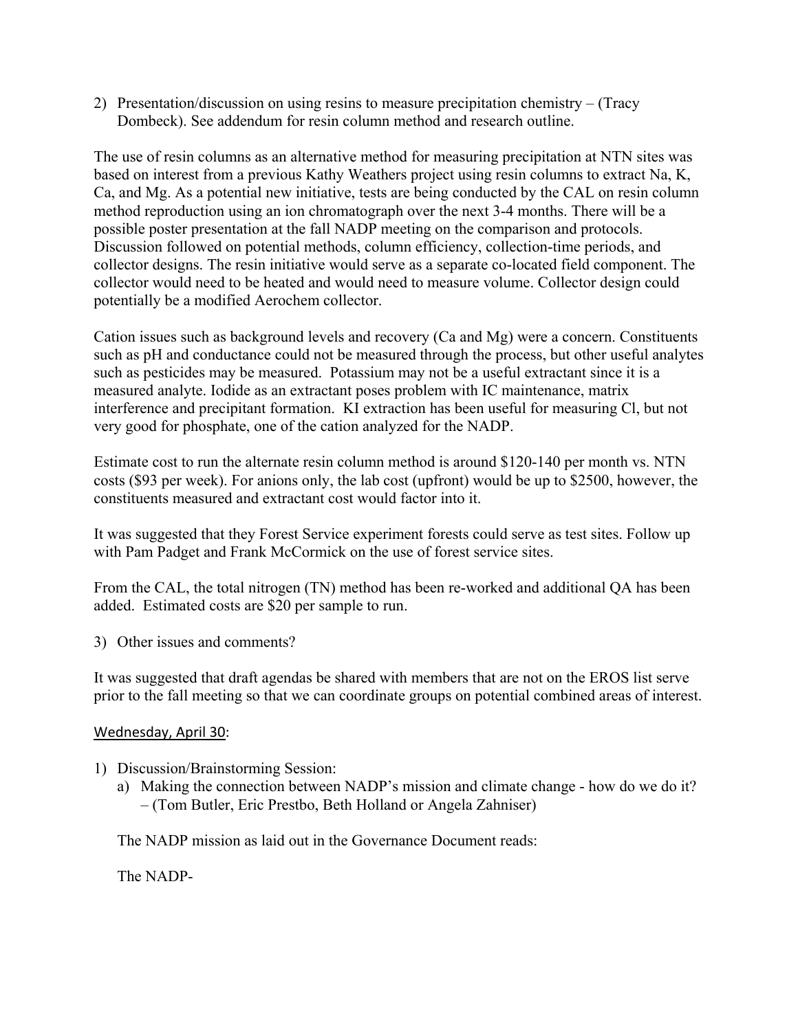2) Presentation/discussion on using resins to measure precipitation chemistry – (Tracy Dombeck). See addendum for resin column method and research outline.

The use of resin columns as an alternative method for measuring precipitation at NTN sites was based on interest from a previous Kathy Weathers project using resin columns to extract Na, K, Ca, and Mg. As a potential new initiative, tests are being conducted by the CAL on resin column method reproduction using an ion chromatograph over the next 3-4 months. There will be a possible poster presentation at the fall NADP meeting on the comparison and protocols. Discussion followed on potential methods, column efficiency, collection-time periods, and collector designs. The resin initiative would serve as a separate co-located field component. The collector would need to be heated and would need to measure volume. Collector design could potentially be a modified Aerochem collector.

Cation issues such as background levels and recovery (Ca and Mg) were a concern. Constituents such as pH and conductance could not be measured through the process, but other useful analytes such as pesticides may be measured. Potassium may not be a useful extractant since it is a measured analyte. Iodide as an extractant poses problem with IC maintenance, matrix interference and precipitant formation. KI extraction has been useful for measuring Cl, but not very good for phosphate, one of the cation analyzed for the NADP.

Estimate cost to run the alternate resin column method is around $120-140 per month vs. NTN costs ($93 per week). For anions only, the lab cost (upfront) would be up to $2500, however, the constituents measured and extractant cost would factor into it.

It was suggested that they Forest Service experiment forests could serve as test sites. Follow up with Pam Padget and Frank McCormick on the use of forest service sites.

From the CAL, the total nitrogen (TN) method has been re-worked and additional QA has been added. Estimated costs are $20 per sample to run.

3) Other issues and comments?

It was suggested that draft agendas be shared with members that are not on the EROS list serve prior to the fall meeting so that we can coordinate groups on potential combined areas of interest.

<u>Wednesday, April 30</u>:

1) Discussion/Brainstorming Session:
   a) Making the connection between NADP's mission and climate change - how do we do it? – (Tom Butler, Eric Prestbo, Beth Holland or Angela Zahniser)

   The NADP mission as laid out in the Governance Document reads:

   The NADP-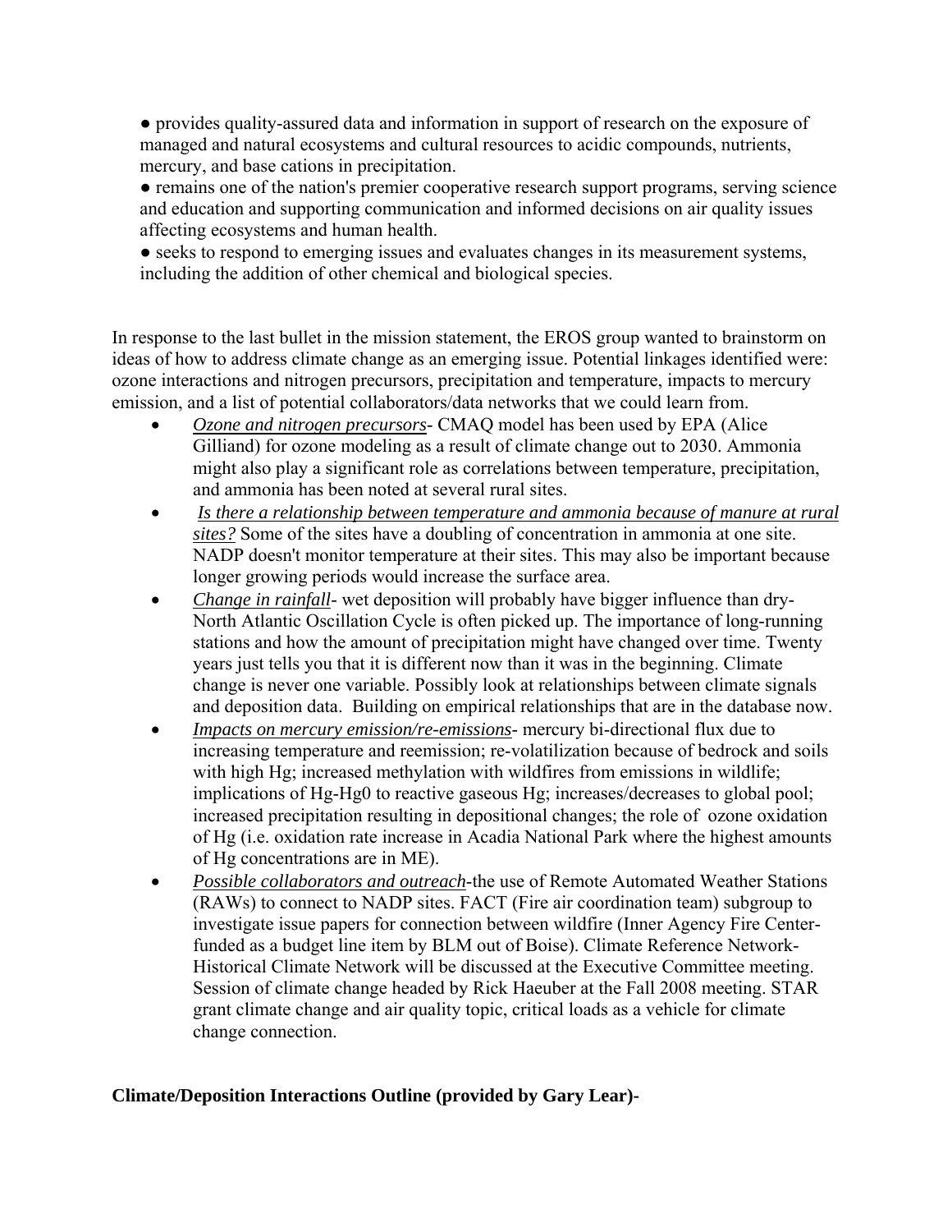- ● provides quality-assured data and information in support of research on the exposure of managed and natural ecosystems and cultural resources to acidic compounds, nutrients, mercury, and base cations in precipitation.
- ● remains one of the nation's premier cooperative research support programs, serving science and education and supporting communication and informed decisions on air quality issues affecting ecosystems and human health.
- ● seeks to respond to emerging issues and evaluates changes in its measurement systems, including the addition of other chemical and biological species.

In response to the last bullet in the mission statement, the EROS group wanted to brainstorm on ideas of how to address climate change as an emerging issue. Potential linkages identified were: ozone interactions and nitrogen precursors, precipitation and temperature, impacts to mercury emission, and a list of potential collaborators/data networks that we could learn from.

- *Ozone and nitrogen precursors*- CMAQ model has been used by EPA (Alice Gilliand) for ozone modeling as a result of climate change out to 2030. Ammonia might also play a significant role as correlations between temperature, precipitation, and ammonia has been noted at several rural sites.
- *Is there a relationship between temperature and ammonia because of manure at rural sites?* Some of the sites have a doubling of concentration in ammonia at one site. NADP doesn't monitor temperature at their sites. This may also be important because longer growing periods would increase the surface area.
- *Change in rainfall*- wet deposition will probably have bigger influence than dry- North Atlantic Oscillation Cycle is often picked up. The importance of long-running stations and how the amount of precipitation might have changed over time. Twenty years just tells you that it is different now than it was in the beginning. Climate change is never one variable. Possibly look at relationships between climate signals and deposition data. Building on empirical relationships that are in the database now.
- *Impacts on mercury emission/re-emissions*- mercury bi-directional flux due to increasing temperature and reemission; re-volatilization because of bedrock and soils with high Hg; increased methylation with wildfires from emissions in wildlife; implications of Hg-Hg0 to reactive gaseous Hg; increases/decreases to global pool; increased precipitation resulting in depositional changes; the role of ozone oxidation of Hg (i.e. oxidation rate increase in Acadia National Park where the highest amounts of Hg concentrations are in ME).
- *Possible collaborators and outreach*-the use of Remote Automated Weather Stations (RAWs) to connect to NADP sites. FACT (Fire air coordination team) subgroup to investigate issue papers for connection between wildfire (Inner Agency Fire Center- funded as a budget line item by BLM out of Boise). Climate Reference Network- Historical Climate Network will be discussed at the Executive Committee meeting. Session of climate change headed by Rick Haeuber at the Fall 2008 meeting. STAR grant climate change and air quality topic, critical loads as a vehicle for climate change connection.

**Climate/Deposition Interactions Outline (provided by Gary Lear)-**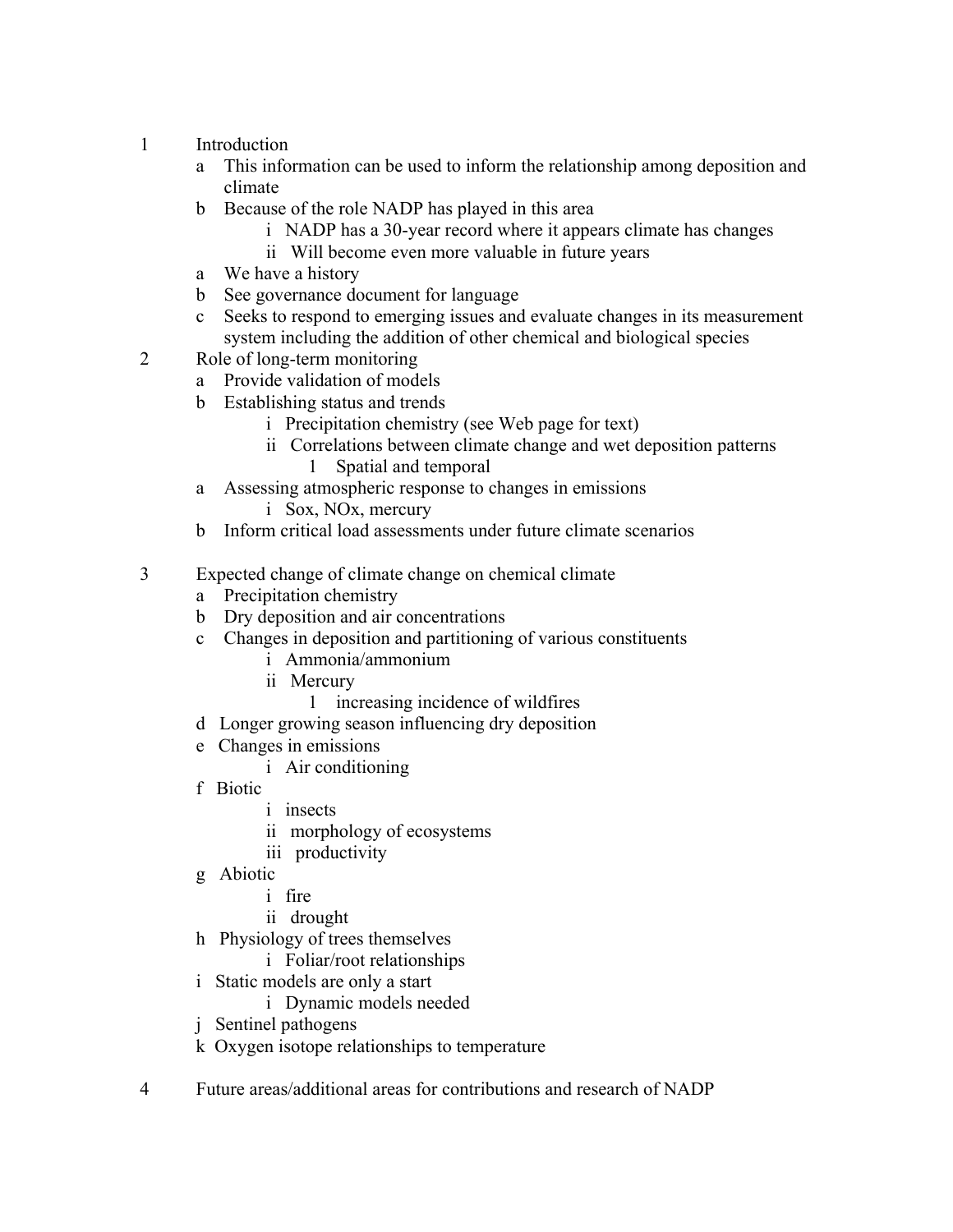1 Introduction

   a This information can be used to inform the relationship among deposition and climate

   b Because of the role NADP has played in this area

      i NADP has a 30-year record where it appears climate has changes

      ii Will become even more valuable in future years

   a We have a history

   b See governance document for language

   c Seeks to respond to emerging issues and evaluate changes in its measurement system including the addition of other chemical and biological species

2 Role of long-term monitoring

   a Provide validation of models

   b Establishing status and trends

      i Precipitation chemistry (see Web page for text)

      ii Correlations between climate change and wet deposition patterns

         1 Spatial and temporal

   a Assessing atmospheric response to changes in emissions

      i Sox, NOx, mercury

   b Inform critical load assessments under future climate scenarios

3 Expected change of climate change on chemical climate

   a Precipitation chemistry

   b Dry deposition and air concentrations

   c Changes in deposition and partitioning of various constituents

      i Ammonia/ammonium

      ii Mercury

         1 increasing incidence of wildfires

   d Longer growing season influencing dry deposition

   e Changes in emissions

      i Air conditioning

   f Biotic

      i insects

      ii morphology of ecosystems

      iii productivity

   g Abiotic

      i fire

      ii drought

   h Physiology of trees themselves

      i Foliar/root relationships

   i Static models are only a start

      i Dynamic models needed

   j Sentinel pathogens

   k Oxygen isotope relationships to temperature

4 Future areas/additional areas for contributions and research of NADP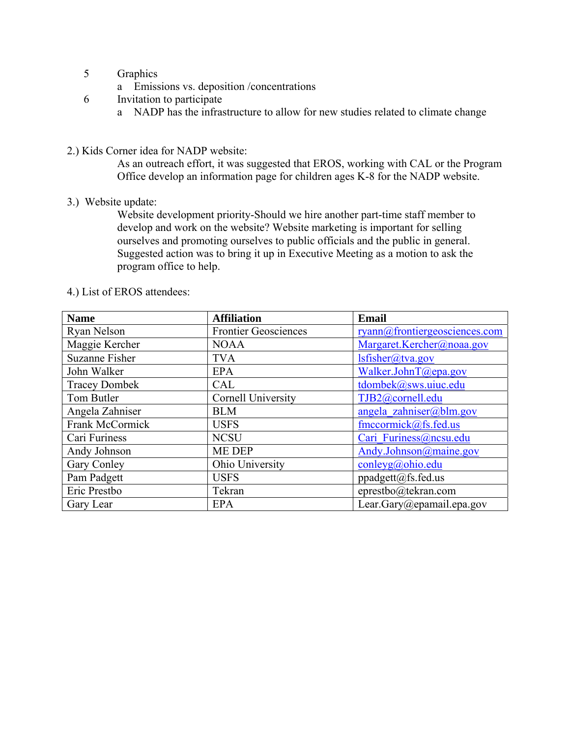5. Graphics
    a. Emissions vs. deposition /concentrations
6. Invitation to participate
    a. NADP has the infrastructure to allow for new studies related to climate change

2.) Kids Corner idea for NADP website:

As an outreach effort, it was suggested that EROS, working with CAL or the Program Office develop an information page for children ages K-8 for the NADP website.

3.) Website update:

Website development priority-Should we hire another part-time staff member to develop and work on the website? Website marketing is important for selling ourselves and promoting ourselves to public officials and the public in general. Suggested action was to bring it up in Executive Meeting as a motion to ask the program office to help.

4.) List of EROS attendees:

| Name | Affiliation | Email |
|---|---|---|
| Ryan Nelson | Frontier Geosciences | ryann@frontiergeosciences.com |
| Maggie Kercher | NOAA | Margaret.Kercher@noaa.gov |
| Suzanne Fisher | TVA | lsfisher@tva.gov |
| John Walker | EPA | Walker.JohnT@epa.gov |
| Tracey Dombek | CAL | tdombek@sws.uiuc.edu |
| Tom Butler | Cornell University | TJB2@cornell.edu |
| Angela Zahniser | BLM | angela_zahniser@blm.gov |
| Frank McCormick | USFS | fmccormick@fs.fed.us |
| Cari Furiness | NCSU | Cari_Furiness@ncsu.edu |
| Andy Johnson | ME DEP | Andy.Johnson@maine.gov |
| Gary Conley | Ohio University | conleyg@ohio.edu |
| Pam Padgett | USFS | ppadgett@fs.fed.us |
| Eric Prestbo | Tekran | eprestbo@tekran.com |
| Gary Lear | EPA | Lear.Gary@epamail.epa.gov |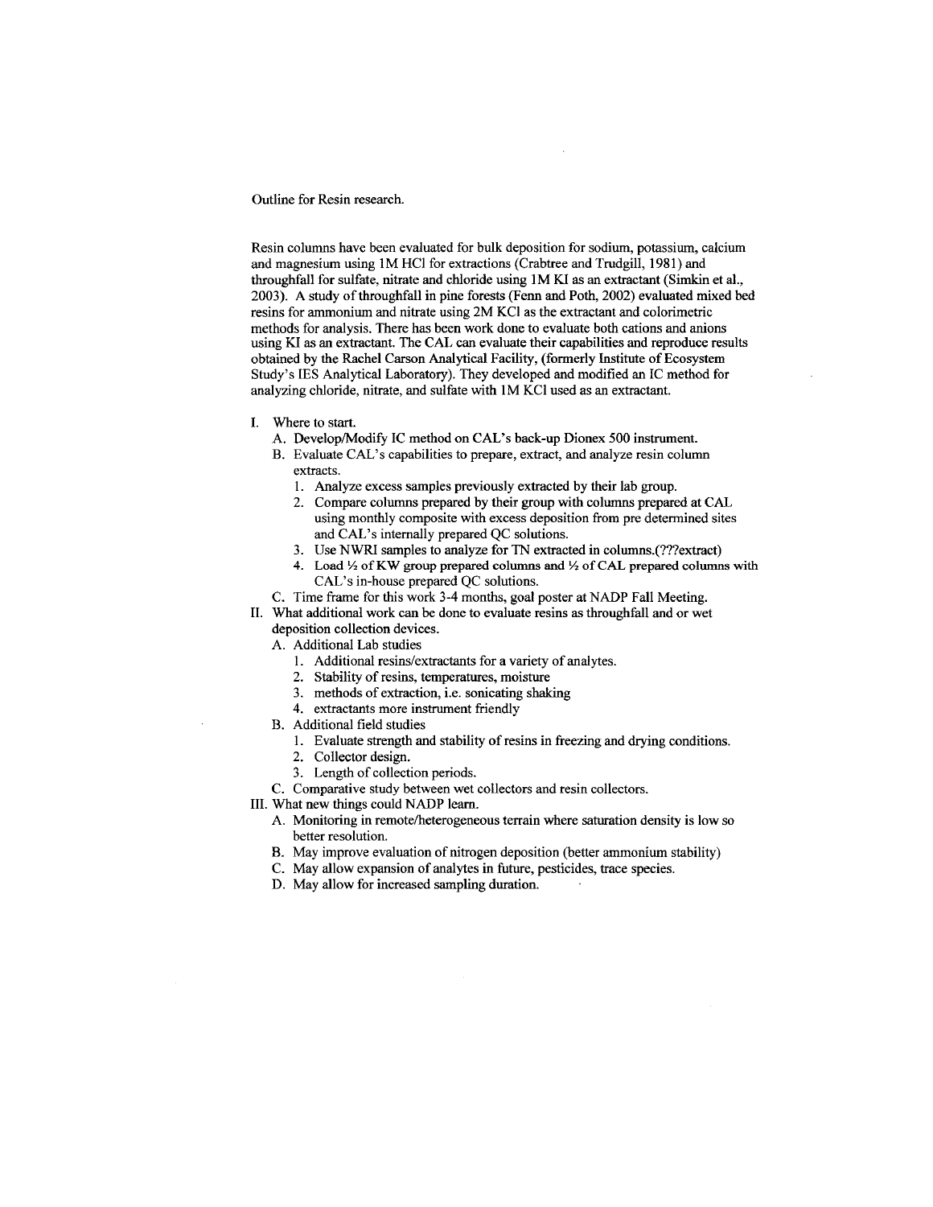Outline for Resin research.

Resin columns have been evaluated for bulk deposition for sodium, potassium, calcium and magnesium using 1M HCl for extractions (Crabtree and Trudgill, 1981) and throughfall for sulfate, nitrate and chloride using 1M KI as an extractant (Simkin et al., 2003). A study of throughfall in pine forests (Fenn and Poth, 2002) evaluated mixed bed resins for ammonium and nitrate using 2M KCl as the extractant and colorimetric methods for analysis. There has been work done to evaluate both cations and anions using KI as an extractant. The CAL can evaluate their capabilities and reproduce results obtained by the Rachel Carson Analytical Facility, (formerly Institute of Ecosystem Study's IES Analytical Laboratory). They developed and modified an IC method for analyzing chloride, nitrate, and sulfate with 1M KCl used as an extractant.

I. Where to start.
   A. Develop/Modify IC method on CAL's back-up Dionex 500 instrument.
   B. Evaluate CAL's capabilities to prepare, extract, and analyze resin column extracts.
      1. Analyze excess samples previously extracted by their lab group.
      2. Compare columns prepared by their group with columns prepared at CAL using monthly composite with excess deposition from pre determined sites and CAL's internally prepared QC solutions.
      3. Use NWRI samples to analyze for TN extracted in columns.(???extract)
      4. Load ½ of KW group prepared columns and ½ of CAL prepared columns with CAL's in-house prepared QC solutions.
   C. Time frame for this work 3-4 months, goal poster at NADP Fall Meeting.
II. What additional work can be done to evaluate resins as throughfall and or wet deposition collection devices.
   A. Additional Lab studies
      1. Additional resins/extractants for a variety of analytes.
      2. Stability of resins, temperatures, moisture
      3. methods of extraction, i.e. sonicating shaking
      4. extractants more instrument friendly
   B. Additional field studies
      1. Evaluate strength and stability of resins in freezing and drying conditions.
      2. Collector design.
      3. Length of collection periods.
   C. Comparative study between wet collectors and resin collectors.
III. What new things could NADP learn.
   A. Monitoring in remote/heterogeneous terrain where saturation density is low so better resolution.
   B. May improve evaluation of nitrogen deposition (better ammonium stability)
   C. May allow expansion of analytes in future, pesticides, trace species.
   D. May allow for increased sampling duration.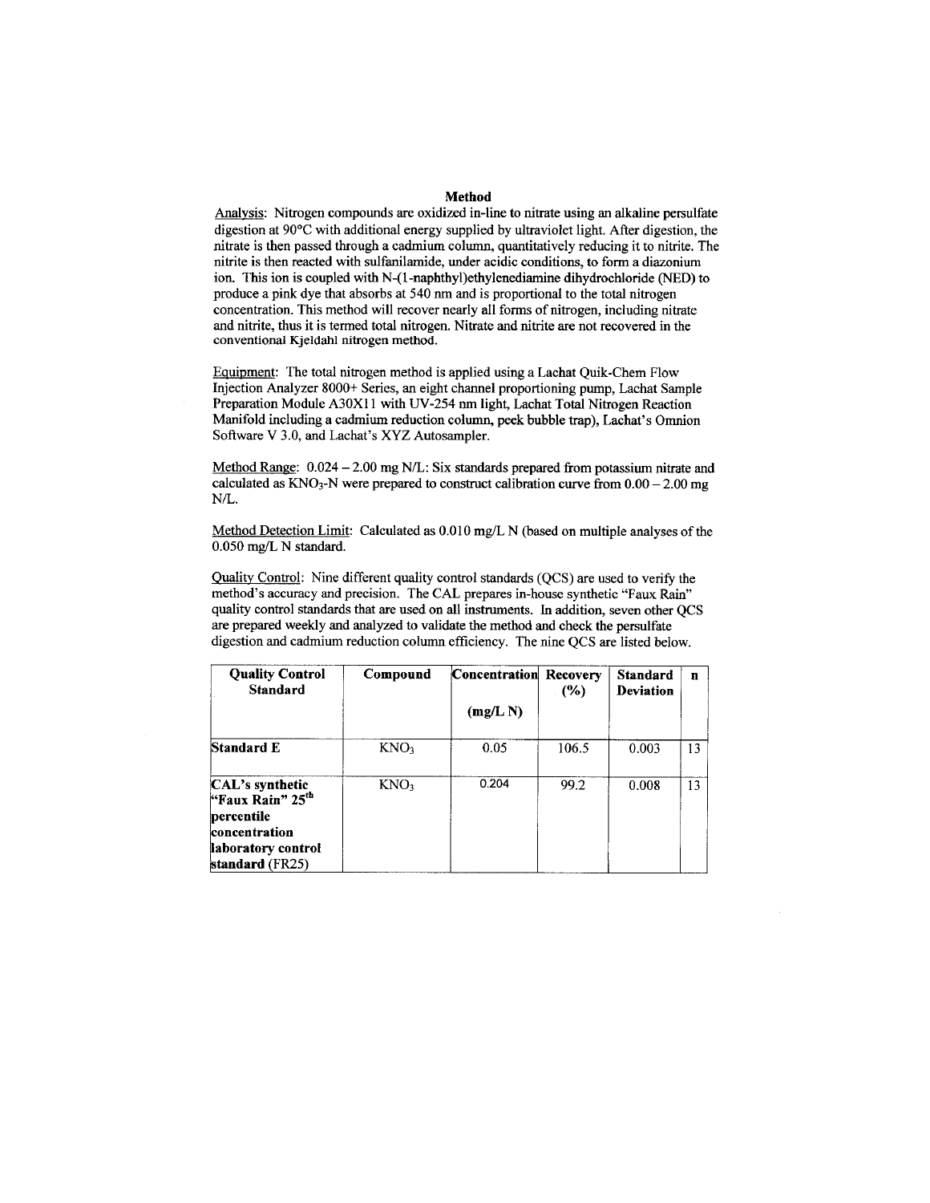## Method

Analysis: Nitrogen compounds are oxidized in-line to nitrate using an alkaline persulfate digestion at 90°C with additional energy supplied by ultraviolet light. After digestion, the nitrate is then passed through a cadmium column, quantitatively reducing it to nitrite. The nitrite is then reacted with sulfanilamide, under acidic conditions, to form a diazonium ion. This ion is coupled with N-(1-naphthyl)ethylenediamine dihydrochloride (NED) to produce a pink dye that absorbs at 540 nm and is proportional to the total nitrogen concentration. This method will recover nearly all forms of nitrogen, including nitrate and nitrite, thus it is termed total nitrogen. Nitrate and nitrite are not recovered in the conventional Kjeldahl nitrogen method.

Equipment: The total nitrogen method is applied using a Lachat Quik-Chem Flow Injection Analyzer 8000+ Series, an eight channel proportioning pump, Lachat Sample Preparation Module A30X11 with UV-254 nm light, Lachat Total Nitrogen Reaction Manifold including a cadmium reduction column, peek bubble trap), Lachat's Omnion Software V 3.0, and Lachat's XYZ Autosampler.

Method Range: 0.024 – 2.00 mg N/L: Six standards prepared from potassium nitrate and calculated as $KNO_3$-N were prepared to construct calibration curve from 0.00 – 2.00 mg N/L.

Method Detection Limit: Calculated as 0.010 mg/L N (based on multiple analyses of the 0.050 mg/L N standard.

Quality Control: Nine different quality control standards (QCS) are used to verify the method's accuracy and precision. The CAL prepares in-house synthetic "Faux Rain" quality control standards that are used on all instruments. In addition, seven other QCS are prepared weekly and analyzed to validate the method and check the persulfate digestion and cadmium reduction column efficiency. The nine QCS are listed below.

| Quality Control Standard | Compound | Concentration (mg/L N) | Recovery (%) | Standard Deviation | n |
|---|---|---|---|---|---|
| **Standard E** | $KNO_3$ | 0.05 | 106.5 | 0.003 | 13 |
| **CAL's synthetic "Faux Rain" 25th percentile concentration laboratory control standard** (FR25) | $KNO_3$ | 0.204 | 99.2 | 0.008 | 13 |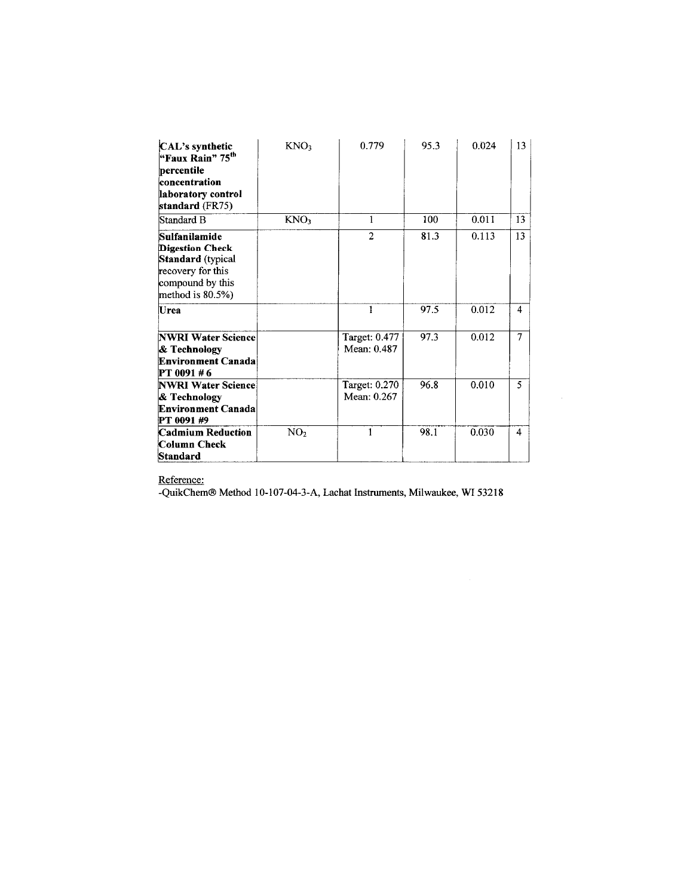| | | | | | |
|---|---|---|---|---|---|
| **CAL's synthetic "Faux Rain" 75th percentile concentration laboratory control standard** (FR75) | $KNO_3$ | 0.779 | 95.3 | 0.024 | 13 |
| Standard B | $KNO_3$ | 1 | 100 | 0.011 | 13 |
| **Sulfanilamide Digestion Check Standard** (typical recovery for this compound by this method is 80.5%) | | 2 | 81.3 | 0.113 | 13 |
| **Urea** | | 1 | 97.5 | 0.012 | 4 |
| **NWRI Water Science & Technology Environment Canada PT 0091 # 6** | | Target: 0.477 Mean: 0.487 | 97.3 | 0.012 | 7 |
| **NWRI Water Science & Technology Environment Canada PT 0091 #9** | | Target: 0.270 Mean: 0.267 | 96.8 | 0.010 | 5 |
| **Cadmium Reduction Column Check Standard** | $NO_2$ | 1 | 98.1 | 0.030 | 4 |

Reference:

-QuikChem® Method 10-107-04-3-A, Lachat Instruments, Milwaukee, WI 53218